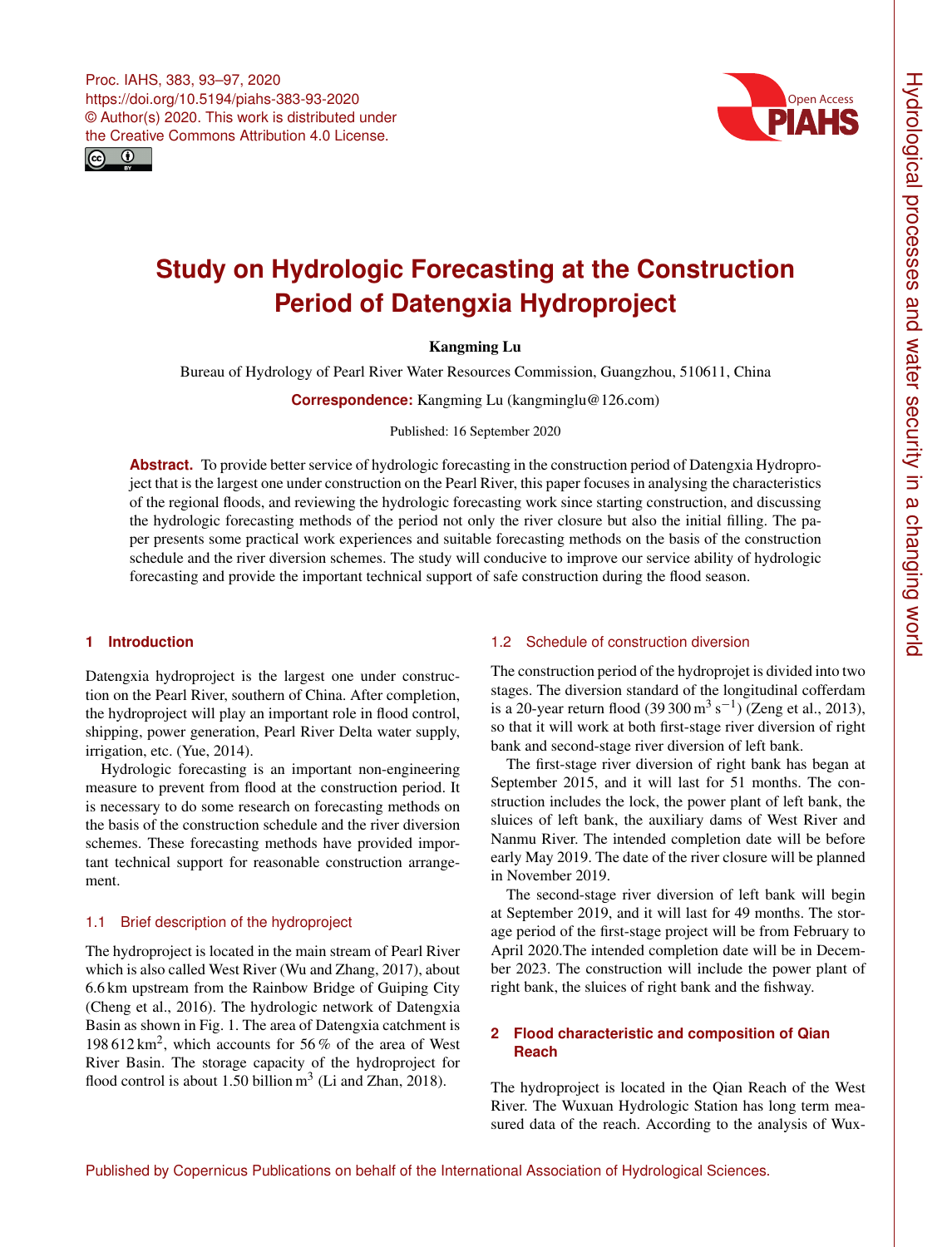# Study on Hydrologic Forecasting at the Construction Period of Datengxia Hydroproject

**Kangming Lu**

Bureau of Hydrology of Pearl River Water Resources Commission, Guangzhou, 510611, China

**Correspondence:** Kangming Lu (kangminglu@126.com)

Published: 16 September 2020

**Abstract.** To provide better service of hydrologic forecasting in the construction period of Datengxia Hydroproject that is the largest one under construction on the Pearl River, this paper focuses in analysing the characteristics of the regional floods, and reviewing the hydrologic forecasting work since starting construction, and discussing the hydrologic forecasting methods of the period not only the river closure but also the initial filling. The paper presents some practical work experiences and suitable forecasting methods on the basis of the construction schedule and the river diversion schemes. The study will conducive to improve our service ability of hydrologic forecasting and provide the important technical support of safe construction during the flood season.

## 1 Introduction

Datengxia hydroproject is the largest one under construction on the Pearl River, southern of China. After completion, the hydroproject will play an important role in flood control, shipping, power generation, Pearl River Delta water supply, irrigation, etc. (Yue, 2014).

Hydrologic forecasting is an important non-engineering measure to prevent from flood at the construction period. It is necessary to do some research on forecasting methods on the basis of the construction schedule and the river diversion schemes. These forecasting methods have provided important technical support for reasonable construction arrangement.

### 1.1 Brief description of the hydroproject

The hydroproject is located in the main stream of Pearl River which is also called West River (Wu and Zhang, 2017), about 6.6 km upstream from the Rainbow Bridge of Guiping City (Cheng et al., 2016). The hydrologic network of Datengxia Basin as shown in Fig. 1. The area of Datengxia catchment is $198\,612\,\mathrm{km}^2$, which accounts for 56 % of the area of West River Basin. The storage capacity of the hydroproject for flood control is about 1.50 billion $\mathrm{m}^3$ (Li and Zhan, 2018).

### 1.2 Schedule of construction diversion

The construction period of the hydroprojet is divided into two stages. The diversion standard of the longitudinal cofferdam is a 20-year return flood ($39\,300\,\mathrm{m}^3\,\mathrm{s}^{-1}$) (Zeng et al., 2013), so that it will work at both first-stage river diversion of right bank and second-stage river diversion of left bank.

The first-stage river diversion of right bank has began at September 2015, and it will last for 51 months. The construction includes the lock, the power plant of left bank, the sluices of left bank, the auxiliary dams of West River and Nanmu River. The intended completion date will be before early May 2019. The date of the river closure will be planned in November 2019.

The second-stage river diversion of left bank will begin at September 2019, and it will last for 49 months. The storage period of the first-stage project will be from February to April 2020.The intended completion date will be in December 2023. The construction will include the power plant of right bank, the sluices of right bank and the fishway.

## 2 Flood characteristic and composition of Qian Reach

The hydroproject is located in the Qian Reach of the West River. The Wuxuan Hydrologic Station has long term measured data of the reach. According to the analysis of Wux-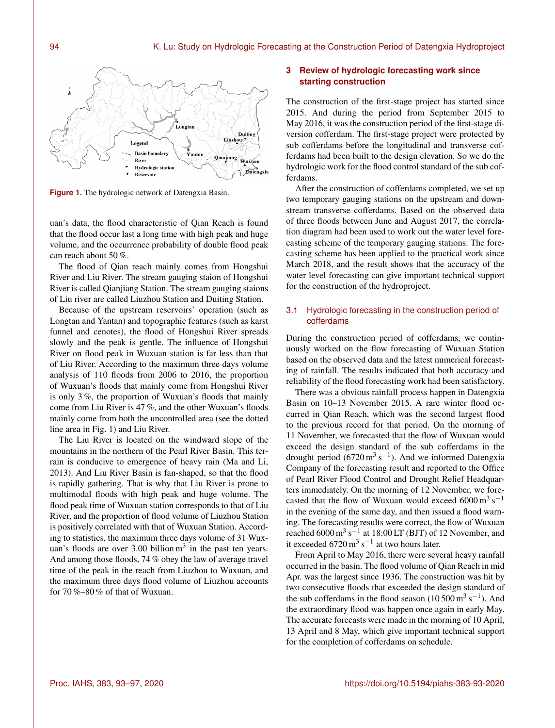Figure 1. The hydrologic network of Datengxia Basin.

uan's data, the flood characteristic of Qian Reach is found that the flood occur last a long time with high peak and huge volume, and the occurrence probability of double flood peak can reach about 50 %.

The flood of Qian reach mainly comes from Hongshui River and Liu River. The stream gauging staion of Hongshui River is called Qianjiang Station. The stream gauging staions of Liu river are called Liuzhou Station and Duiting Station.

Because of the upstream reservoirs' operation (such as Longtan and Yantan) and topographic features (such as karst funnel and cenotes), the flood of Hongshui River spreads slowly and the peak is gentle. The influence of Hongshui River on flood peak in Wuxuan station is far less than that of Liu River. According to the maximum three days volume analysis of 110 floods from 2006 to 2016, the proportion of Wuxuan's floods that mainly come from Hongshui River is only 3 %, the proportion of Wuxuan's floods that mainly come from Liu River is 47 %, and the other Wuxuan's floods mainly come from both the uncontrolled area (see the dotted line area in Fig. 1) and Liu River.

The Liu River is located on the windward slope of the mountains in the northern of the Pearl River Basin. This terrain is conducive to emergence of heavy rain (Ma and Li, 2013). And Liu River Basin is fan-shaped, so that the flood is rapidly gathering. That is why that Liu River is prone to multimodal floods with high peak and huge volume. The flood peak time of Wuxuan station corresponds to that of Liu River, and the proportion of flood volume of Liuzhou Station is positively correlated with that of Wuxuan Station. According to statistics, the maximum three days volume of 31 Wuxuan's floods are over 3.00 billion $m^3$ in the past ten years. And among those floods, 74 % obey the law of average travel time of the peak in the reach from Liuzhou to Wuxuan, and the maximum three days flood volume of Liuzhou accounts for 70 %–80 % of that of Wuxuan.

## 3 Review of hydrologic forecasting work since starting construction

The construction of the first-stage project has started since 2015. And during the period from September 2015 to May 2016, it was the construction period of the first-stage diversion cofferdam. The first-stage project were protected by sub cofferdams before the longitudinal and transverse cofferdams had been built to the design elevation. So we do the hydrologic work for the flood control standard of the sub cofferdams.

After the construction of cofferdams completed, we set up two temporary gauging stations on the upstream and downstream transverse cofferdams. Based on the observed data of three floods between June and August 2017, the correlation diagram had been used to work out the water level forecasting scheme of the temporary gauging stations. The forecasting scheme has been applied to the practical work since March 2018, and the result shows that the accuracy of the water level forecasting can give important technical support for the construction of the hydroproject.

### 3.1 Hydrologic forecasting in the construction period of cofferdams

During the construction period of cofferdams, we continuously worked on the flow forecasting of Wuxuan Station based on the observed data and the latest numerical forecasting of rainfall. The results indicated that both accuracy and reliability of the flood forecasting work had been satisfactory.

There was a obvious rainfall process happen in Datengxia Basin on 10–13 November 2015. A rare winter flood occurred in Qian Reach, which was the second largest flood to the previous record for that period. On the morning of 11 November, we forecasted that the flow of Wuxuan would exceed the design standard of the sub cofferdams in the drought period (6720 $m^3\,s^{-1}$). And we informed Datengxia Company of the forecasting result and reported to the Office of Pearl River Flood Control and Drought Relief Headquarters immediately. On the morning of 12 November, we forecasted that the flow of Wuxuan would exceed 6000 $m^3\,s^{-1}$ in the evening of the same day, and then issued a flood warning. The forecasting results were correct, the flow of Wuxuan reached 6000 $m^3\,s^{-1}$ at 18:00 LT (BJT) of 12 November, and it exceeded 6720 $m^3\,s^{-1}$ at two hours later.

From April to May 2016, there were several heavy rainfall occurred in the basin. The flood volume of Qian Reach in mid Apr. was the largest since 1936. The construction was hit by two consecutive floods that exceeded the design standard of the sub cofferdams in the flood season (10 500 $m^3\,s^{-1}$). And the extraordinary flood was happen once again in early May. The accurate forecasts were made in the morning of 10 April, 13 April and 8 May, which give important technical support for the completion of cofferdams on schedule.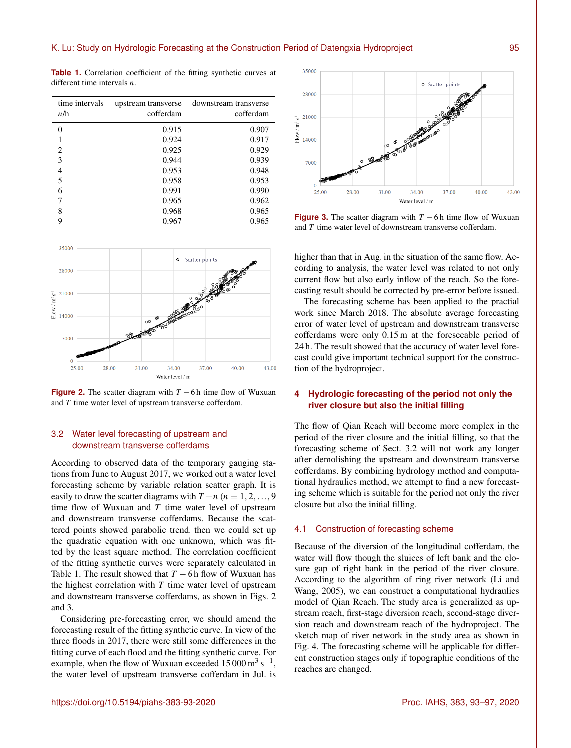**Table 1.** Correlation coefficient of the fitting synthetic curves at different time intervals $n$.

| time intervals $n$/h | upstream transverse cofferdam | downstream transverse cofferdam |
|---|---|---|
| 0 | 0.915 | 0.907 |
| 1 | 0.924 | 0.917 |
| 2 | 0.925 | 0.929 |
| 3 | 0.944 | 0.939 |
| 4 | 0.953 | 0.948 |
| 5 | 0.958 | 0.953 |
| 6 | 0.991 | 0.990 |
| 7 | 0.965 | 0.962 |
| 8 | 0.968 | 0.965 |
| 9 | 0.967 | 0.965 |

**Figure 2.** The scatter diagram with $T-6$ h time flow of Wuxuan and $T$ time water level of upstream transverse cofferdam.

### 3.2 Water level forecasting of upstream and downstream transverse cofferdams

According to observed data of the temporary gauging stations from June to August 2017, we worked out a water level forecasting scheme by variable relation scatter graph. It is easily to draw the scatter diagrams with $T-n$ ($n=1,2,\ldots,9$ time flow of Wuxuan and $T$ time water level of upstream and downstream transverse cofferdams. Because the scattered points showed parabolic trend, then we could set up the quadratic equation with one unknown, which was fitted by the least square method. The correlation coefficient of the fitting synthetic curves were separately calculated in Table 1. The result showed that $T-6$ h flow of Wuxuan has the highest correlation with $T$ time water level of upstream and downstream transverse cofferdams, as shown in Figs. 2 and 3.

Considering pre-forecasting error, we should amend the forecasting result of the fitting synthetic curve. In view of the three floods in 2017, there were still some differences in the fitting curve of each flood and the fitting synthetic curve. For example, when the flow of Wuxuan exceeded $15\,000\,\mathrm{m^3\,s^{-1}}$, the water level of upstream transverse cofferdam in Jul. is higher than that in Aug. in the situation of the same flow. According to analysis, the water level was related to not only current flow but also early inflow of the reach. So the forecasting result should be corrected by pre-error before issued.

**Figure 3.** The scatter diagram with $T-6$ h time flow of Wuxuan and $T$ time water level of downstream transverse cofferdam.

The forecasting scheme has been applied to the practial work since March 2018. The absolute average forecasting error of water level of upstream and downstream transverse cofferdams were only 0.15 m at the foreseeable period of 24 h. The result showed that the accuracy of water level forecast could give important technical support for the construction of the hydroproject.

## 4 Hydrologic forecasting of the period not only the river closure but also the initial filling

The flow of Qian Reach will become more complex in the period of the river closure and the initial filling, so that the forecasting scheme of Sect. 3.2 will not work any longer after demolishing the upstream and downstream transverse cofferdams. By combining hydrology method and computational hydraulics method, we attempt to find a new forecasting scheme which is suitable for the period not only the river closure but also the initial filling.

### 4.1 Construction of forecasting scheme

Because of the diversion of the longitudinal cofferdam, the water will flow though the sluices of left bank and the closure gap of right bank in the period of the river closure. According to the algorithm of ring river network (Li and Wang, 2005), we can construct a computational hydraulics model of Qian Reach. The study area is generalized as upstream reach, first-stage diversion reach, second-stage diversion reach and downstream reach of the hydroproject. The sketch map of river network in the study area as shown in Fig. 4. The forecasting scheme will be applicable for different construction stages only if topographic conditions of the reaches are changed.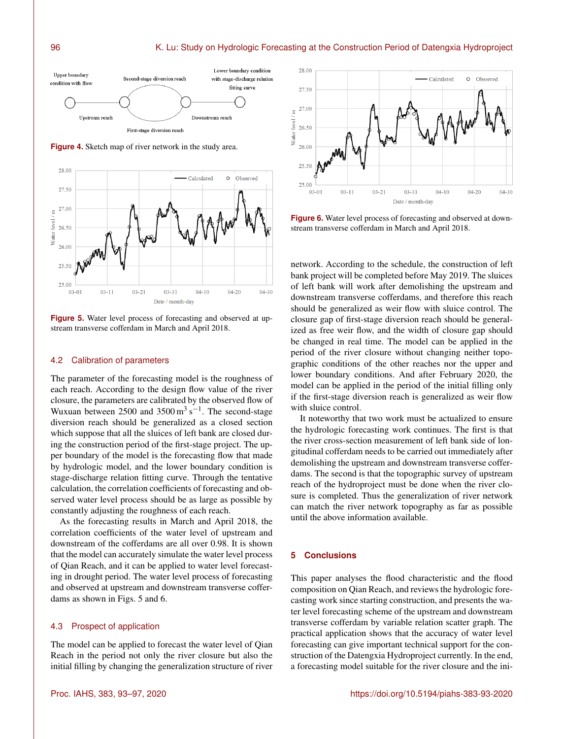Figure 4. Sketch map of river network in the study area.

Figure 5. Water level process of forecasting and observed at upstream transverse cofferdam in March and April 2018.

### 4.2 Calibration of parameters

The parameter of the forecasting model is the roughness of each reach. According to the design flow value of the river closure, the parameters are calibrated by the observed flow of Wuxuan between 2500 and 3500 $m^3 s^{-1}$. The second-stage diversion reach should be generalized as a closed section which suppose that all the sluices of left bank are closed during the construction period of the first-stage project. The upper boundary of the model is the forecasting flow that made by hydrologic model, and the lower boundary condition is stage-discharge relation fitting curve. Through the tentative calculation, the correlation coefficients of forecasting and observed water level process should be as large as possible by constantly adjusting the roughness of each reach.

As the forecasting results in March and April 2018, the correlation coefficients of the water level of upstream and downstream of the cofferdams are all over 0.98. It is shown that the model can accurately simulate the water level process of Qian Reach, and it can be applied to water level forecasting in drought period. The water level process of forecasting and observed at upstream and downstream transverse cofferdams as shown in Figs. 5 and 6.

### 4.3 Prospect of application

The model can be applied to forecast the water level of Qian Reach in the period not only the river closure but also the initial filling by changing the generalization structure of river network. According to the schedule, the construction of left bank project will be completed before May 2019. The sluices of left bank will work after demolishing the upstream and downstream transverse cofferdams, and therefore this reach should be generalized as weir flow with sluice control. The closure gap of first-stage diversion reach should be generalized as free weir flow, and the width of closure gap should be changed in real time. The model can be applied in the period of the river closure without changing neither topographic conditions of the other reaches nor the upper and lower boundary conditions. And after February 2020, the model can be applied in the period of the initial filling only if the first-stage diversion reach is generalized as weir flow with sluice control.

It noteworthy that two work must be actualized to ensure the hydrologic forecasting work continues. The first is that the river cross-section measurement of left bank side of longitudinal cofferdam needs to be carried out immediately after demolishing the upstream and downstream transverse cofferdams. The second is that the topographic survey of upstream reach of the hydroproject must be done when the river closure is completed. Thus the generalization of river network can match the river network topography as far as possible until the above information available.

Figure 6. Water level process of forecasting and observed at downstream transverse cofferdam in March and April 2018.

## 5 Conclusions

This paper analyses the flood characteristic and the flood composition on Qian Reach, and reviews the hydrologic forecasting work since starting construction, and presents the water level forecasting scheme of the upstream and downstream transverse cofferdam by variable relation scatter graph. The practical application shows that the accuracy of water level forecasting can give important technical support for the construction of the Datengxia Hydroproject currently. In the end, a forecasting model suitable for the river closure and the ini-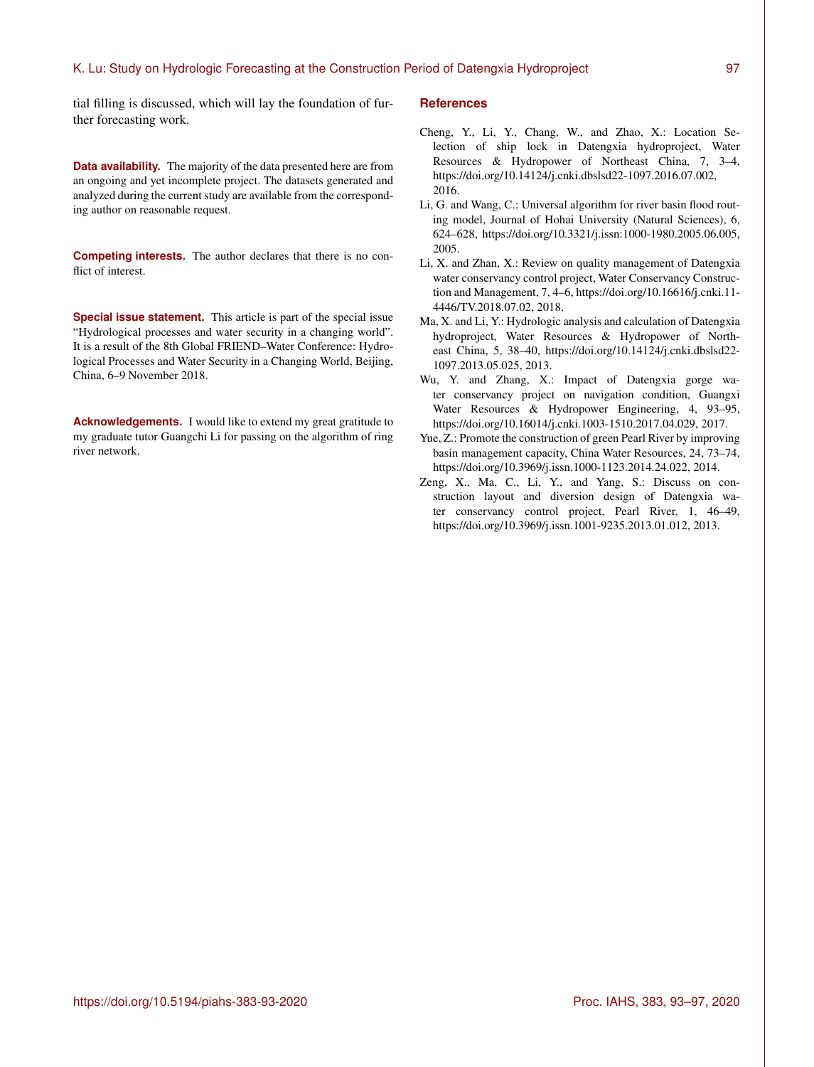tial filling is discussed, which will lay the foundation of further forecasting work.

**Data availability.** The majority of the data presented here are from an ongoing and yet incomplete project. The datasets generated and analyzed during the current study are available from the corresponding author on reasonable request.

**Competing interests.** The author declares that there is no conflict of interest.

**Special issue statement.** This article is part of the special issue "Hydrological processes and water security in a changing world". It is a result of the 8th Global FRIEND–Water Conference: Hydrological Processes and Water Security in a Changing World, Beijing, China, 6–9 November 2018.

**Acknowledgements.** I would like to extend my great gratitude to my graduate tutor Guangchi Li for passing on the algorithm of ring river network.

## References

Cheng, Y., Li, Y., Chang, W., and Zhao, X.: Location Selection of ship lock in Datengxia hydroproject, Water Resources & Hydropower of Northeast China, 7, 3–4, https://doi.org/10.14124/j.cnki.dbslsd22-1097.2016.07.002, 2016.

Li, G. and Wang, C.: Universal algorithm for river basin flood routing model, Journal of Hohai University (Natural Sciences), 6, 624–628, https://doi.org/10.3321/j.issn:1000-1980.2005.06.005, 2005.

Li, X. and Zhan, X.: Review on quality management of Datengxia water conservancy control project, Water Conservancy Construction and Management, 7, 4–6, https://doi.org/10.16616/j.cnki.11-4446/TV.2018.07.02, 2018.

Ma, X. and Li, Y.: Hydrologic analysis and calculation of Datengxia hydroproject, Water Resources & Hydropower of Northeast China, 5, 38–40, https://doi.org/10.14124/j.cnki.dbslsd22-1097.2013.05.025, 2013.

Wu, Y. and Zhang, X.: Impact of Datengxia gorge water conservancy project on navigation condition, Guangxi Water Resources & Hydropower Engineering, 4, 93–95, https://doi.org/10.16014/j.cnki.1003-1510.2017.04.029, 2017.

Yue, Z.: Promote the construction of green Pearl River by improving basin management capacity, China Water Resources, 24, 73–74, https://doi.org/10.3969/j.issn.1000-1123.2014.24.022, 2014.

Zeng, X., Ma, C., Li, Y., and Yang, S.: Discuss on construction layout and diversion design of Datengxia water conservancy control project, Pearl River, 1, 46–49, https://doi.org/10.3969/j.issn.1001-9235.2013.01.012, 2013.